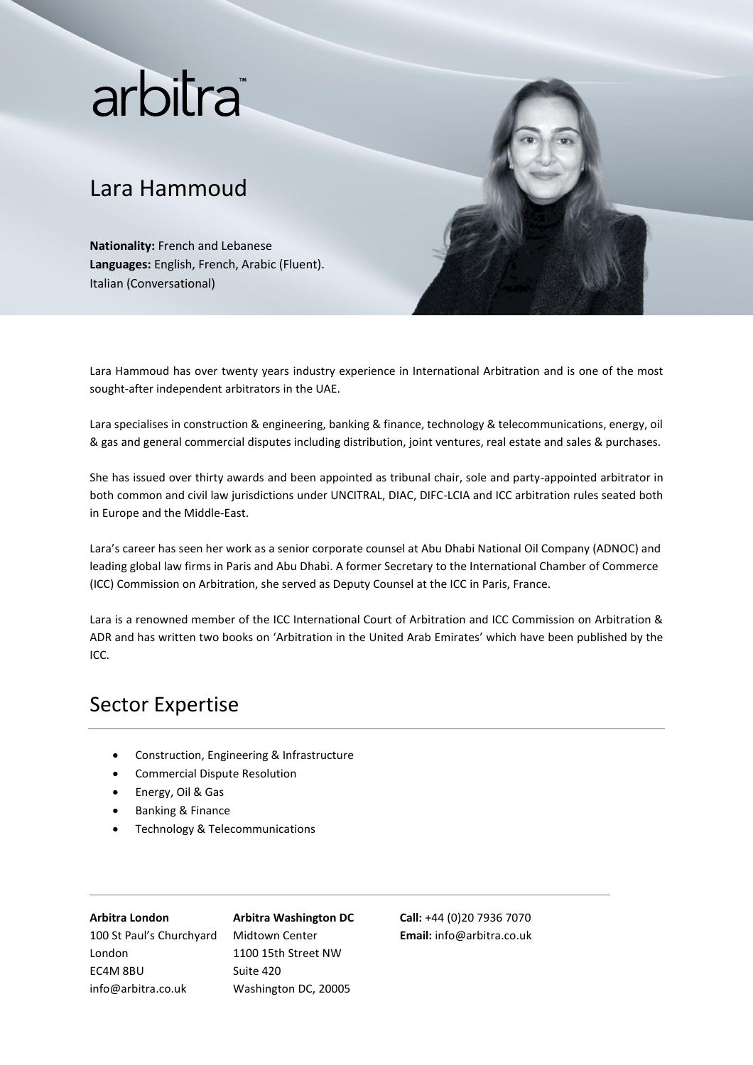arbitra™

# Lara Hammoud

**Nationality:** French and Lebanese
**Languages:** English, French, Arabic (Fluent). Italian (Conversational)

Lara Hammoud has over twenty years industry experience in International Arbitration and is one of the most sought-after independent arbitrators in the UAE.

Lara specialises in construction & engineering, banking & finance, technology & telecommunications, energy, oil & gas and general commercial disputes including distribution, joint ventures, real estate and sales & purchases.

She has issued over thirty awards and been appointed as tribunal chair, sole and party-appointed arbitrator in both common and civil law jurisdictions under UNCITRAL, DIAC, DIFC-LCIA and ICC arbitration rules seated both in Europe and the Middle-East.

Lara's career has seen her work as a senior corporate counsel at Abu Dhabi National Oil Company (ADNOC) and leading global law firms in Paris and Abu Dhabi. A former Secretary to the International Chamber of Commerce (ICC) Commission on Arbitration, she served as Deputy Counsel at the ICC in Paris, France.

Lara is a renowned member of the ICC International Court of Arbitration and ICC Commission on Arbitration & ADR and has written two books on 'Arbitration in the United Arab Emirates' which have been published by the ICC.

## Sector Expertise

- Construction, Engineering & Infrastructure
- Commercial Dispute Resolution
- Energy, Oil & Gas
- Banking & Finance
- Technology & Telecommunications

**Arbitra London**
100 St Paul's Churchyard
London
EC4M 8BU
info@arbitra.co.uk

**Arbitra Washington DC**
Midtown Center
1100 15th Street NW
Suite 420
Washington DC, 20005

**Call:** +44 (0)20 7936 7070
**Email:** info@arbitra.co.uk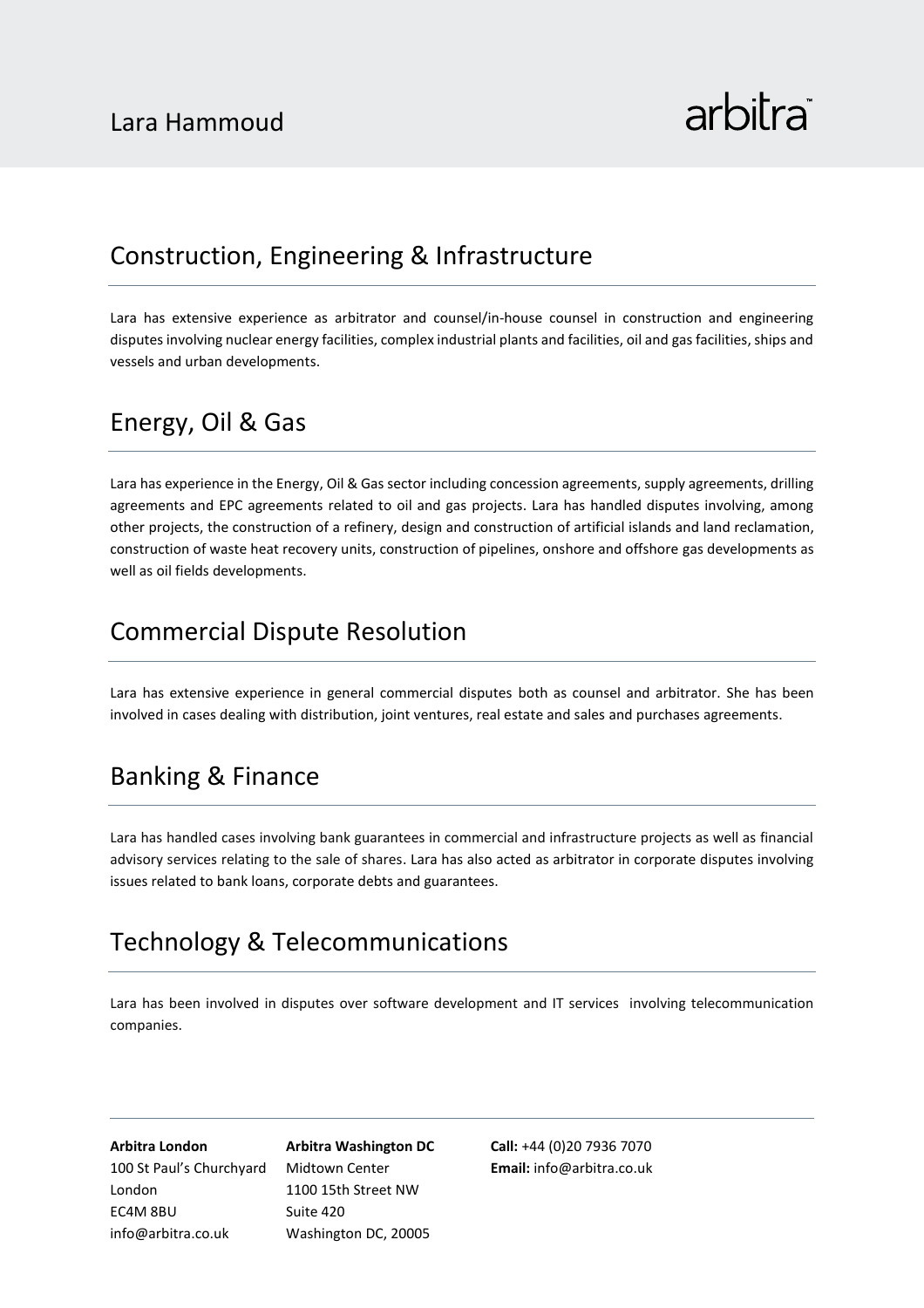## Construction, Engineering & Infrastructure

Lara has extensive experience as arbitrator and counsel/in-house counsel in construction and engineering disputes involving nuclear energy facilities, complex industrial plants and facilities, oil and gas facilities, ships and vessels and urban developments.

## Energy, Oil & Gas

Lara has experience in the Energy, Oil & Gas sector including concession agreements, supply agreements, drilling agreements and EPC agreements related to oil and gas projects. Lara has handled disputes involving, among other projects, the construction of a refinery, design and construction of artificial islands and land reclamation, construction of waste heat recovery units, construction of pipelines, onshore and offshore gas developments as well as oil fields developments.

## Commercial Dispute Resolution

Lara has extensive experience in general commercial disputes both as counsel and arbitrator. She has been involved in cases dealing with distribution, joint ventures, real estate and sales and purchases agreements.

## Banking & Finance

Lara has handled cases involving bank guarantees in commercial and infrastructure projects as well as financial advisory services relating to the sale of shares. Lara has also acted as arbitrator in corporate disputes involving issues related to bank loans, corporate debts and guarantees.

## Technology & Telecommunications

Lara has been involved in disputes over software development and IT services involving telecommunication companies.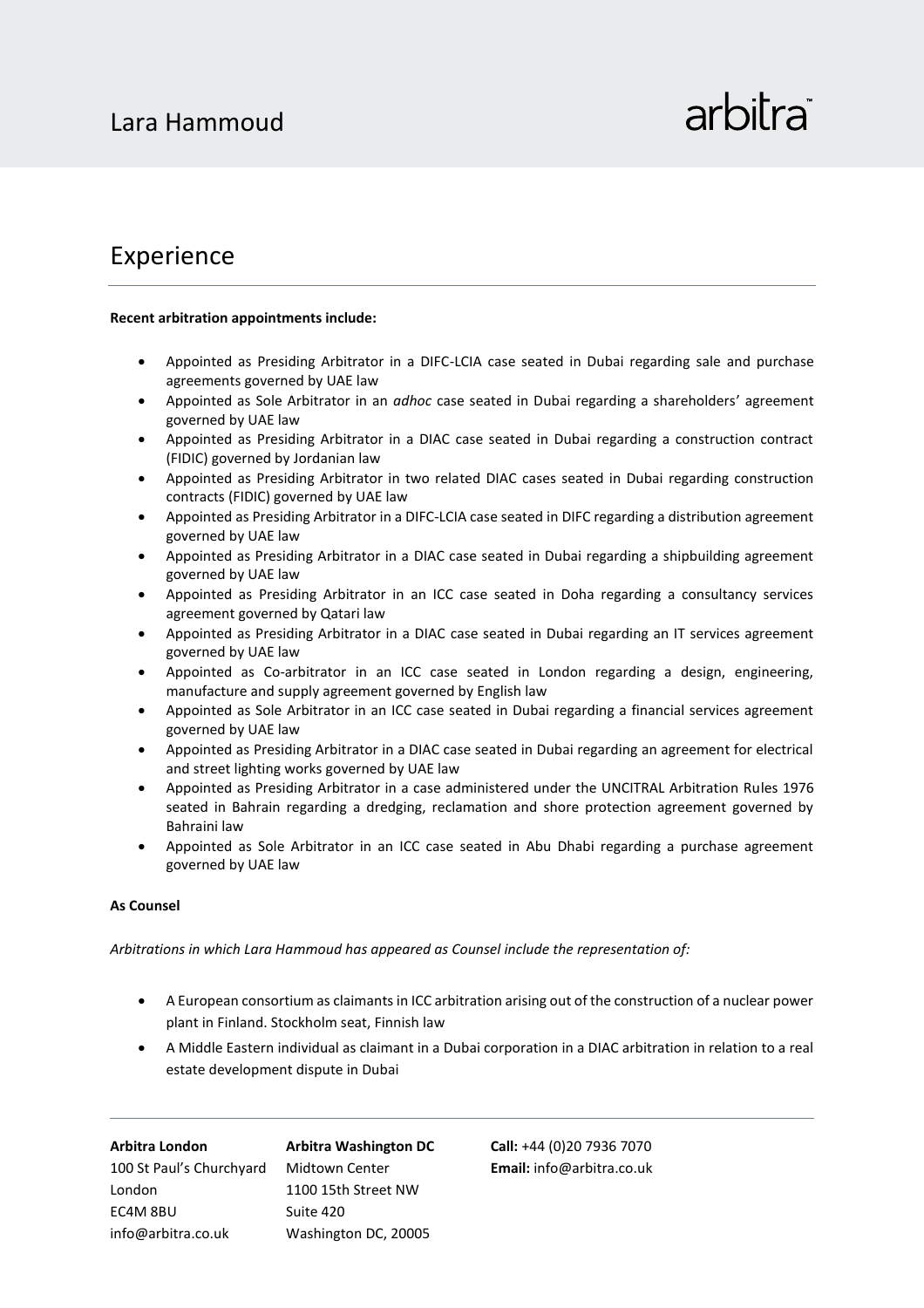# Experience

**Recent arbitration appointments include:**

- Appointed as Presiding Arbitrator in a DIFC-LCIA case seated in Dubai regarding sale and purchase agreements governed by UAE law
- Appointed as Sole Arbitrator in an *adhoc* case seated in Dubai regarding a shareholders' agreement governed by UAE law
- Appointed as Presiding Arbitrator in a DIAC case seated in Dubai regarding a construction contract (FIDIC) governed by Jordanian law
- Appointed as Presiding Arbitrator in two related DIAC cases seated in Dubai regarding construction contracts (FIDIC) governed by UAE law
- Appointed as Presiding Arbitrator in a DIFC-LCIA case seated in DIFC regarding a distribution agreement governed by UAE law
- Appointed as Presiding Arbitrator in a DIAC case seated in Dubai regarding a shipbuilding agreement governed by UAE law
- Appointed as Presiding Arbitrator in an ICC case seated in Doha regarding a consultancy services agreement governed by Qatari law
- Appointed as Presiding Arbitrator in a DIAC case seated in Dubai regarding an IT services agreement governed by UAE law
- Appointed as Co-arbitrator in an ICC case seated in London regarding a design, engineering, manufacture and supply agreement governed by English law
- Appointed as Sole Arbitrator in an ICC case seated in Dubai regarding a financial services agreement governed by UAE law
- Appointed as Presiding Arbitrator in a DIAC case seated in Dubai regarding an agreement for electrical and street lighting works governed by UAE law
- Appointed as Presiding Arbitrator in a case administered under the UNCITRAL Arbitration Rules 1976 seated in Bahrain regarding a dredging, reclamation and shore protection agreement governed by Bahraini law
- Appointed as Sole Arbitrator in an ICC case seated in Abu Dhabi regarding a purchase agreement governed by UAE law

**As Counsel**

*Arbitrations in which Lara Hammoud has appeared as Counsel include the representation of:*

- A European consortium as claimants in ICC arbitration arising out of the construction of a nuclear power plant in Finland. Stockholm seat, Finnish law
- A Middle Eastern individual as claimant in a Dubai corporation in a DIAC arbitration in relation to a real estate development dispute in Dubai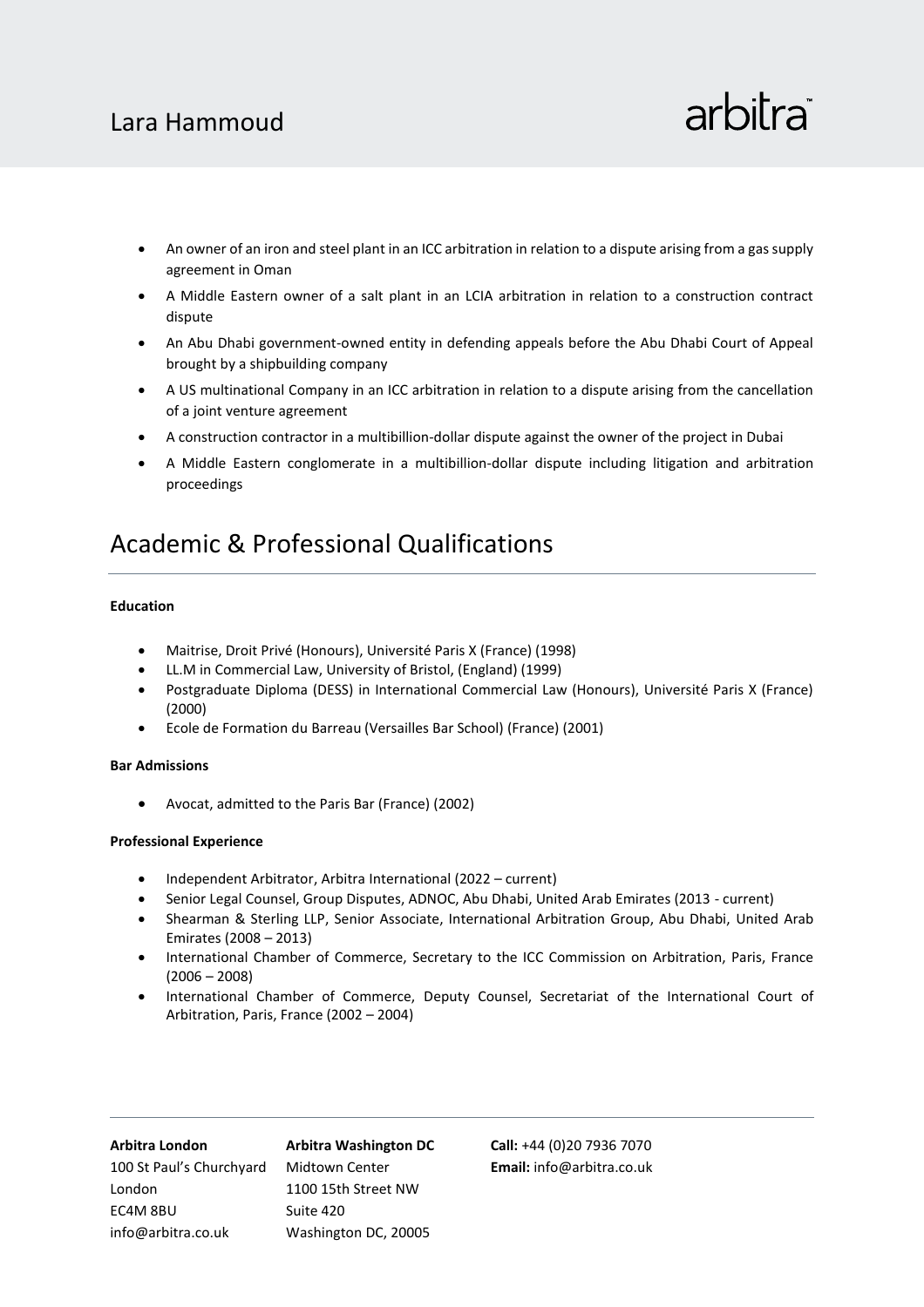- An owner of an iron and steel plant in an ICC arbitration in relation to a dispute arising from a gas supply agreement in Oman
- A Middle Eastern owner of a salt plant in an LCIA arbitration in relation to a construction contract dispute
- An Abu Dhabi government-owned entity in defending appeals before the Abu Dhabi Court of Appeal brought by a shipbuilding company
- A US multinational Company in an ICC arbitration in relation to a dispute arising from the cancellation of a joint venture agreement
- A construction contractor in a multibillion-dollar dispute against the owner of the project in Dubai
- A Middle Eastern conglomerate in a multibillion-dollar dispute including litigation and arbitration proceedings

# Academic & Professional Qualifications

**Education**

- Maitrise, Droit Privé (Honours), Université Paris X (France) (1998)
- LL.M in Commercial Law, University of Bristol, (England) (1999)
- Postgraduate Diploma (DESS) in International Commercial Law (Honours), Université Paris X (France) (2000)
- Ecole de Formation du Barreau (Versailles Bar School) (France) (2001)

**Bar Admissions**

- Avocat, admitted to the Paris Bar (France) (2002)

**Professional Experience**

- Independent Arbitrator, Arbitra International (2022 – current)
- Senior Legal Counsel, Group Disputes, ADNOC, Abu Dhabi, United Arab Emirates (2013 - current)
- Shearman & Sterling LLP, Senior Associate, International Arbitration Group, Abu Dhabi, United Arab Emirates (2008 – 2013)
- International Chamber of Commerce, Secretary to the ICC Commission on Arbitration, Paris, France (2006 – 2008)
- International Chamber of Commerce, Deputy Counsel, Secretariat of the International Court of Arbitration, Paris, France (2002 – 2004)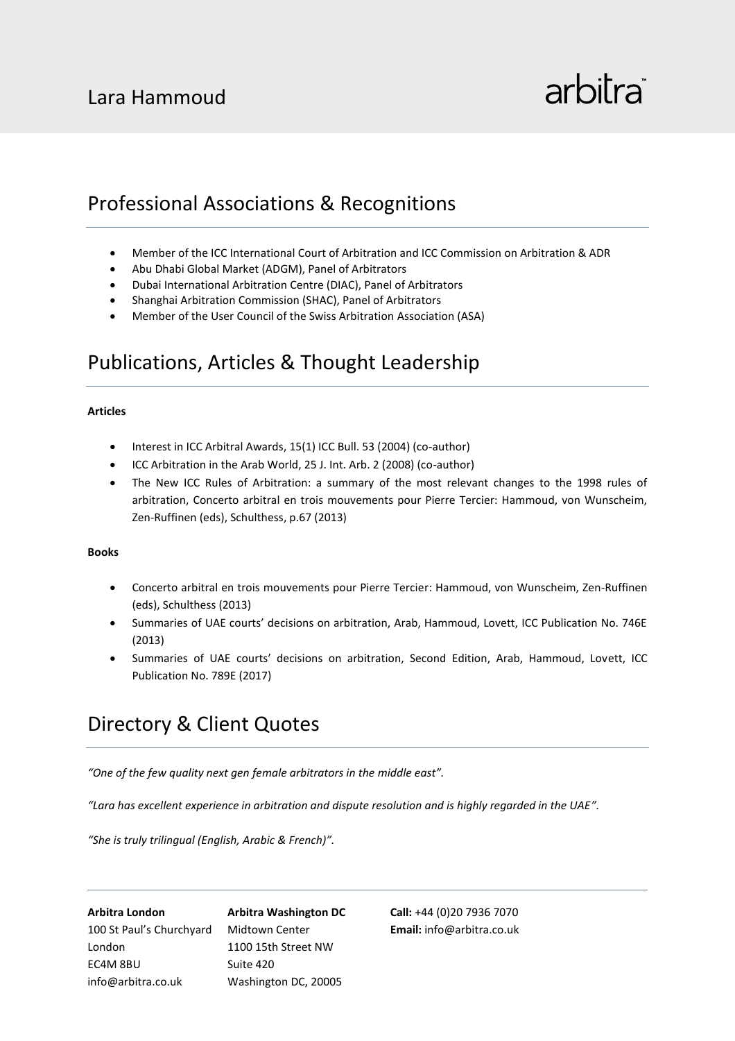# Lara Hammoud

arbitra™

## Professional Associations & Recognitions

- Member of the ICC International Court of Arbitration and ICC Commission on Arbitration & ADR
- Abu Dhabi Global Market (ADGM), Panel of Arbitrators
- Dubai International Arbitration Centre (DIAC), Panel of Arbitrators
- Shanghai Arbitration Commission (SHAC), Panel of Arbitrators
- Member of the User Council of the Swiss Arbitration Association (ASA)

## Publications, Articles & Thought Leadership

**Articles**

- Interest in ICC Arbitral Awards, 15(1) ICC Bull. 53 (2004) (co-author)
- ICC Arbitration in the Arab World, 25 J. Int. Arb. 2 (2008) (co-author)
- The New ICC Rules of Arbitration: a summary of the most relevant changes to the 1998 rules of arbitration, Concerto arbitral en trois mouvements pour Pierre Tercier: Hammoud, von Wunscheim, Zen-Ruffinen (eds), Schulthess, p.67 (2013)

**Books**

- Concerto arbitral en trois mouvements pour Pierre Tercier: Hammoud, von Wunscheim, Zen-Ruffinen (eds), Schulthess (2013)
- Summaries of UAE courts' decisions on arbitration, Arab, Hammoud, Lovett, ICC Publication No. 746E (2013)
- Summaries of UAE courts' decisions on arbitration, Second Edition, Arab, Hammoud, Lovett, ICC Publication No. 789E (2017)

## Directory & Client Quotes

*"One of the few quality next gen female arbitrators in the middle east".*

*"Lara has excellent experience in arbitration and dispute resolution and is highly regarded in the UAE".*

*"She is truly trilingual (English, Arabic & French)".*

**Arbitra London**
100 St Paul's Churchyard
London
EC4M 8BU
info@arbitra.co.uk

**Arbitra Washington DC**
Midtown Center
1100 15th Street NW
Suite 420
Washington DC, 20005

**Call:** +44 (0)20 7936 7070
**Email:** info@arbitra.co.uk